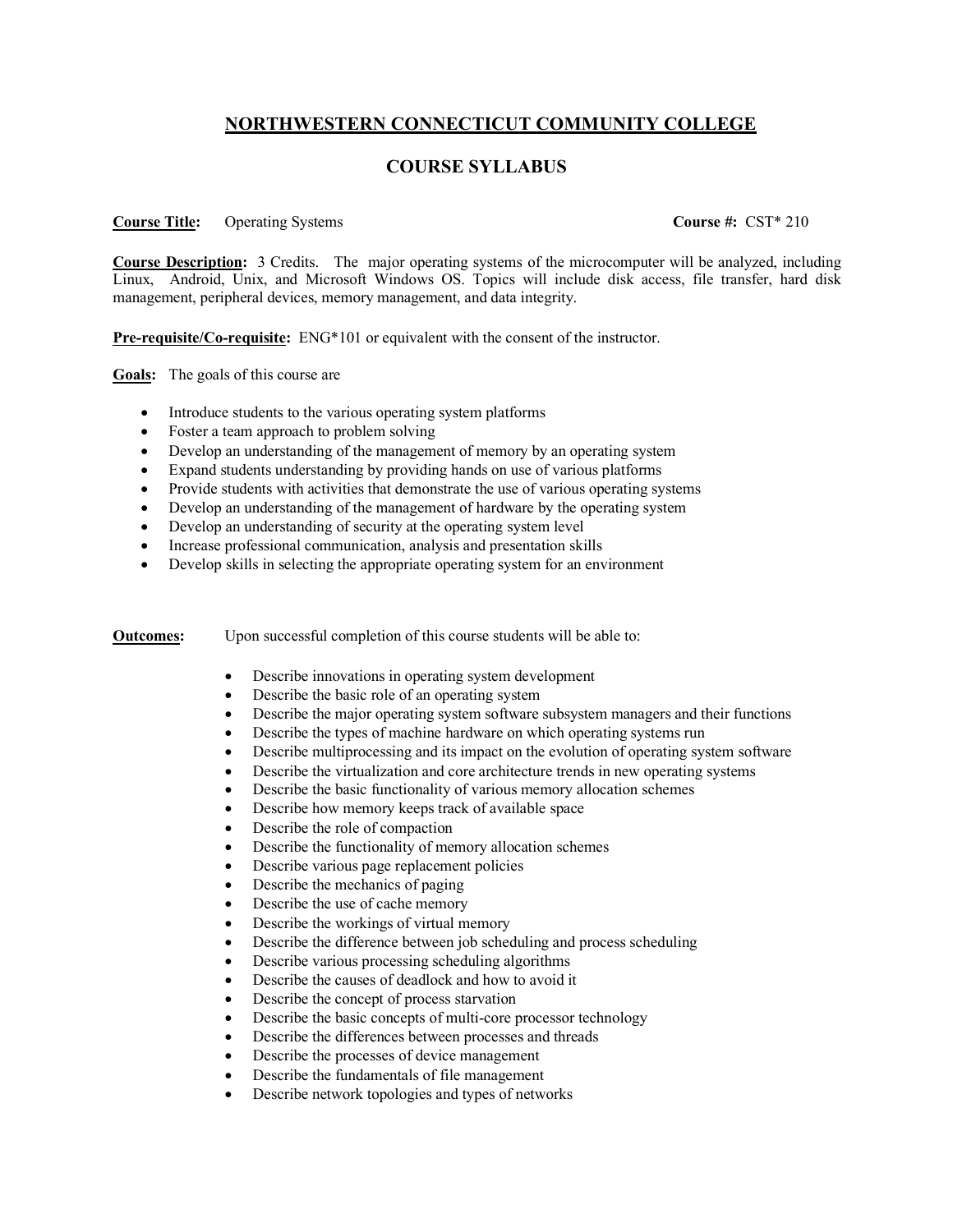# NORTHWESTERN CONNECTICUT COMMUNITY COLLEGE

## COURSE SYLLABUS

**Course Title:** Operating Systems **Course #:** CST* 210

**Course Description:** 3 Credits. The major operating systems of the microcomputer will be analyzed, including Linux, Android, Unix, and Microsoft Windows OS. Topics will include disk access, file transfer, hard disk management, peripheral devices, memory management, and data integrity.

**Pre-requisite/Co-requisite:** ENG*101 or equivalent with the consent of the instructor.

**Goals:** The goals of this course are

- Introduce students to the various operating system platforms
- Foster a team approach to problem solving
- Develop an understanding of the management of memory by an operating system
- Expand students understanding by providing hands on use of various platforms
- Provide students with activities that demonstrate the use of various operating systems
- Develop an understanding of the management of hardware by the operating system
- Develop an understanding of security at the operating system level
- Increase professional communication, analysis and presentation skills
- Develop skills in selecting the appropriate operating system for an environment

**Outcomes:** Upon successful completion of this course students will be able to:

- Describe innovations in operating system development
- Describe the basic role of an operating system
- Describe the major operating system software subsystem managers and their functions
- Describe the types of machine hardware on which operating systems run
- Describe multiprocessing and its impact on the evolution of operating system software
- Describe the virtualization and core architecture trends in new operating systems
- Describe the basic functionality of various memory allocation schemes
- Describe how memory keeps track of available space
- Describe the role of compaction
- Describe the functionality of memory allocation schemes
- Describe various page replacement policies
- Describe the mechanics of paging
- Describe the use of cache memory
- Describe the workings of virtual memory
- Describe the difference between job scheduling and process scheduling
- Describe various processing scheduling algorithms
- Describe the causes of deadlock and how to avoid it
- Describe the concept of process starvation
- Describe the basic concepts of multi-core processor technology
- Describe the differences between processes and threads
- Describe the processes of device management
- Describe the fundamentals of file management
- Describe network topologies and types of networks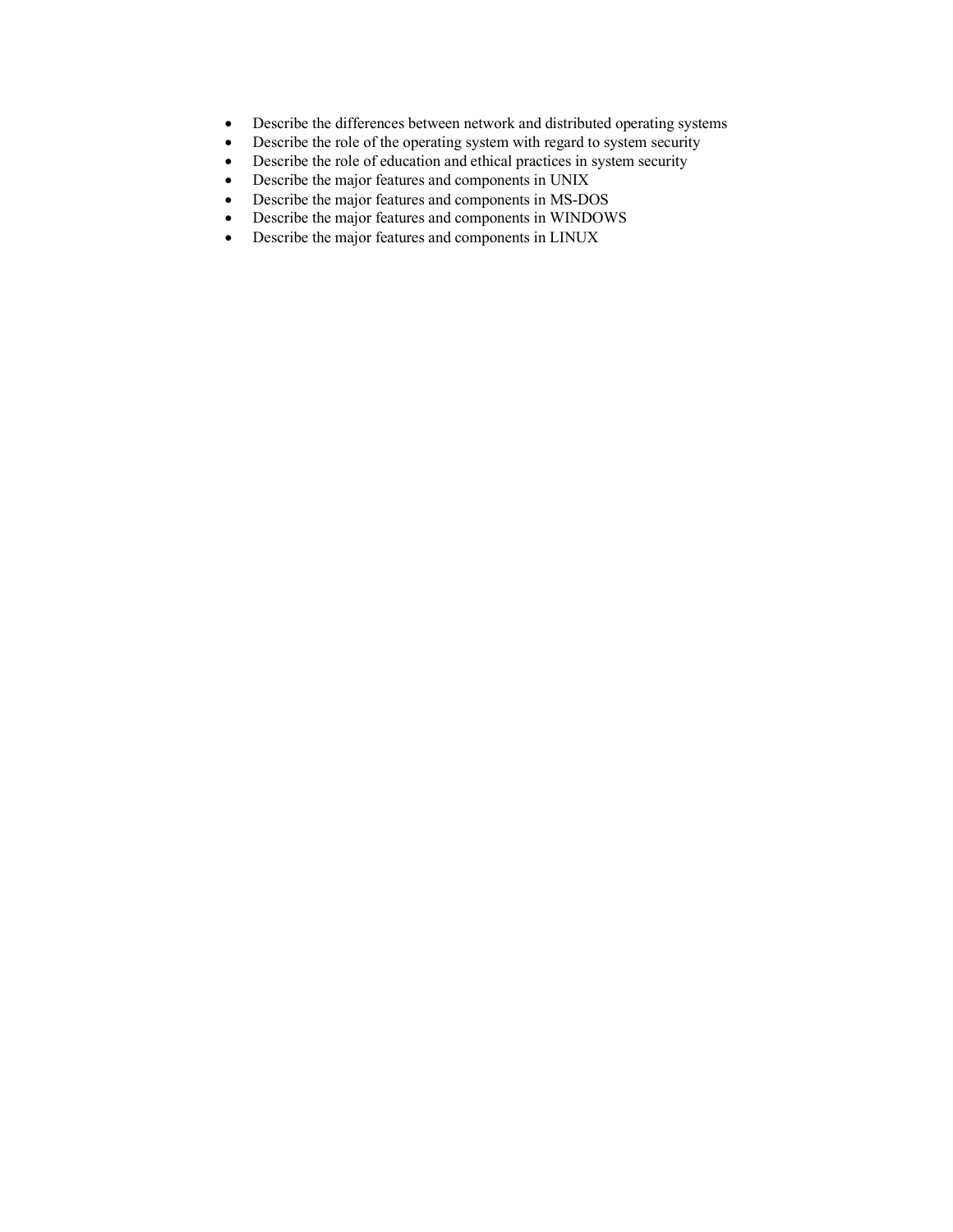- Describe the differences between network and distributed operating systems
- Describe the role of the operating system with regard to system security
- Describe the role of education and ethical practices in system security
- Describe the major features and components in UNIX
- Describe the major features and components in MS-DOS
- Describe the major features and components in WINDOWS
- Describe the major features and components in LINUX